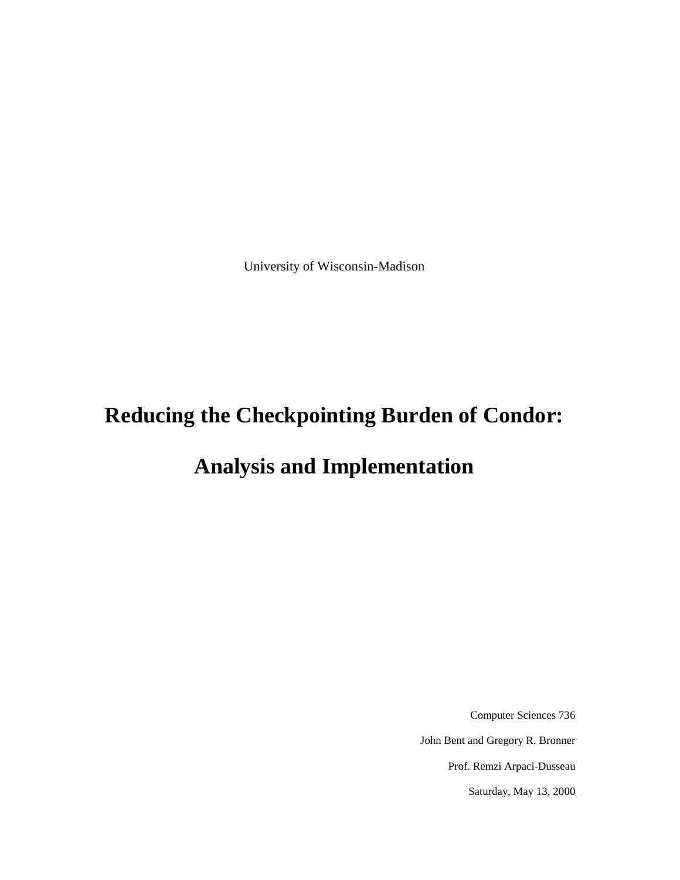University of Wisconsin-Madison

# Reducing the Checkpointing Burden of Condor:

# Analysis and Implementation

Computer Sciences 736

John Bent and Gregory R. Bronner

Prof. Remzi Arpaci-Dusseau

Saturday, May 13, 2000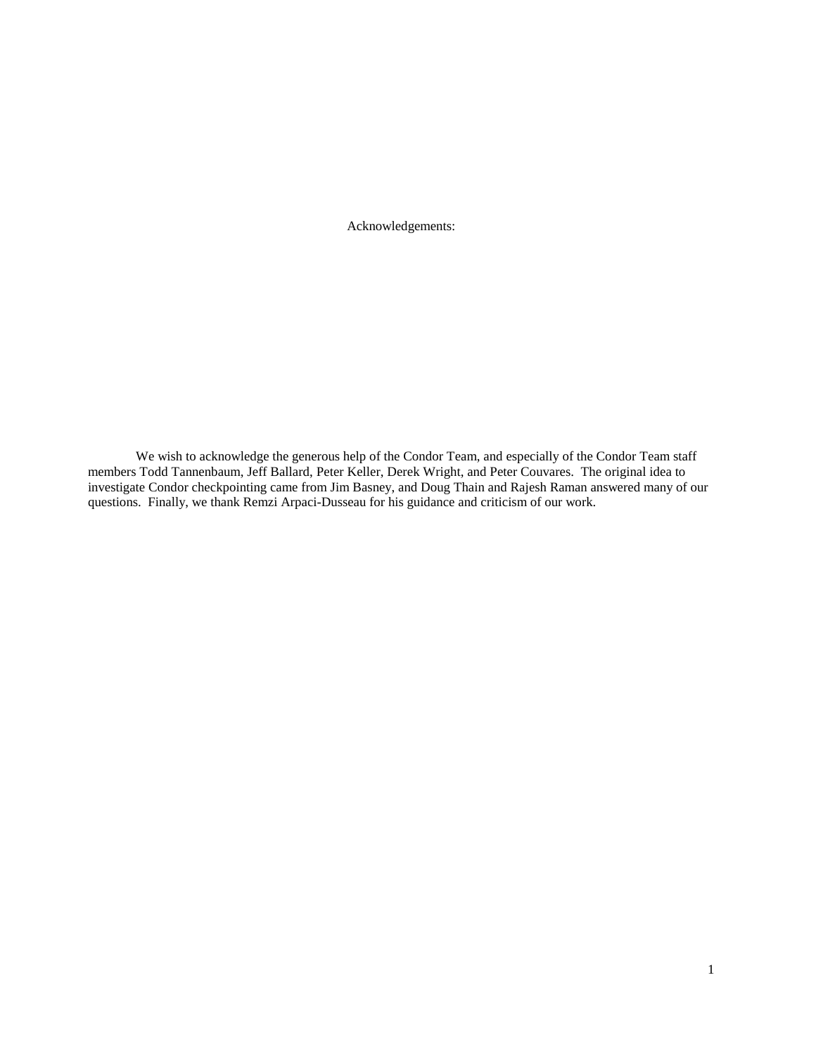# Acknowledgements:

We wish to acknowledge the generous help of the Condor Team, and especially of the Condor Team staff members Todd Tannenbaum, Jeff Ballard, Peter Keller, Derek Wright, and Peter Couvares. The original idea to investigate Condor checkpointing came from Jim Basney, and Doug Thain and Rajesh Raman answered many of our questions. Finally, we thank Remzi Arpaci-Dusseau for his guidance and criticism of our work.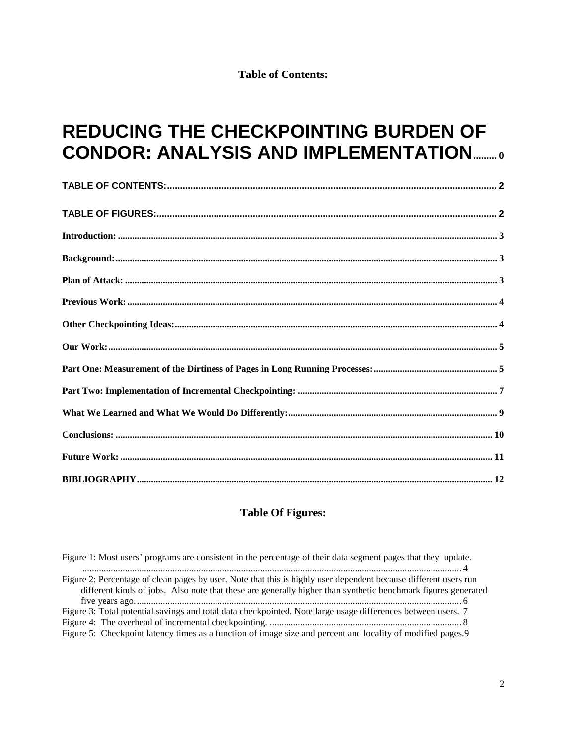**Table of Contents:**

# REDUCING THE CHECKPOINTING BURDEN OF CONDOR: ANALYSIS AND IMPLEMENTATION........ 0

**TABLE OF CONTENTS:............................................................................................................................ 2**

**TABLE OF FIGURES:................................................................................................................................ 2**

**Introduction: ............................................................................................................................................ 3**

**Background:............................................................................................................................................. 3**

**Plan of Attack: .......................................................................................................................................... 3**

**Previous Work:......................................................................................................................................... 4**

**Other Checkpointing Ideas:..................................................................................................................... 4**

**Our Work:................................................................................................................................................. 5**

**Part One: Measurement of the Dirtiness of Pages in Long Running Processes:.................................................. 5**

**Part Two: Implementation of Incremental Checkpointing: .................................................................................. 7**

**What We Learned and What We Would Do Differently:...................................................................................... 9**

**Conclusions: ............................................................................................................................................ 10**

**Future Work: ........................................................................................................................................... 11**

**BIBLIOGRAPHY...................................................................................................................................... 12**

## Table Of Figures:

Figure 1: Most users' programs are consistent in the percentage of their data segment pages that they update. ........................................................................................................................................ 4
Figure 2: Percentage of clean pages by user. Note that this is highly user dependent because different users run different kinds of jobs. Also note that these are generally higher than synthetic benchmark figures generated five years ago........................................................................................................................ 6
Figure 3: Total potential savings and total data checkpointed. Note large usage differences between users. 7
Figure 4: The overhead of incremental checkpointing. ................................................................................ 8
Figure 5: Checkpoint latency times as a function of image size and percent and locality of modified pages.9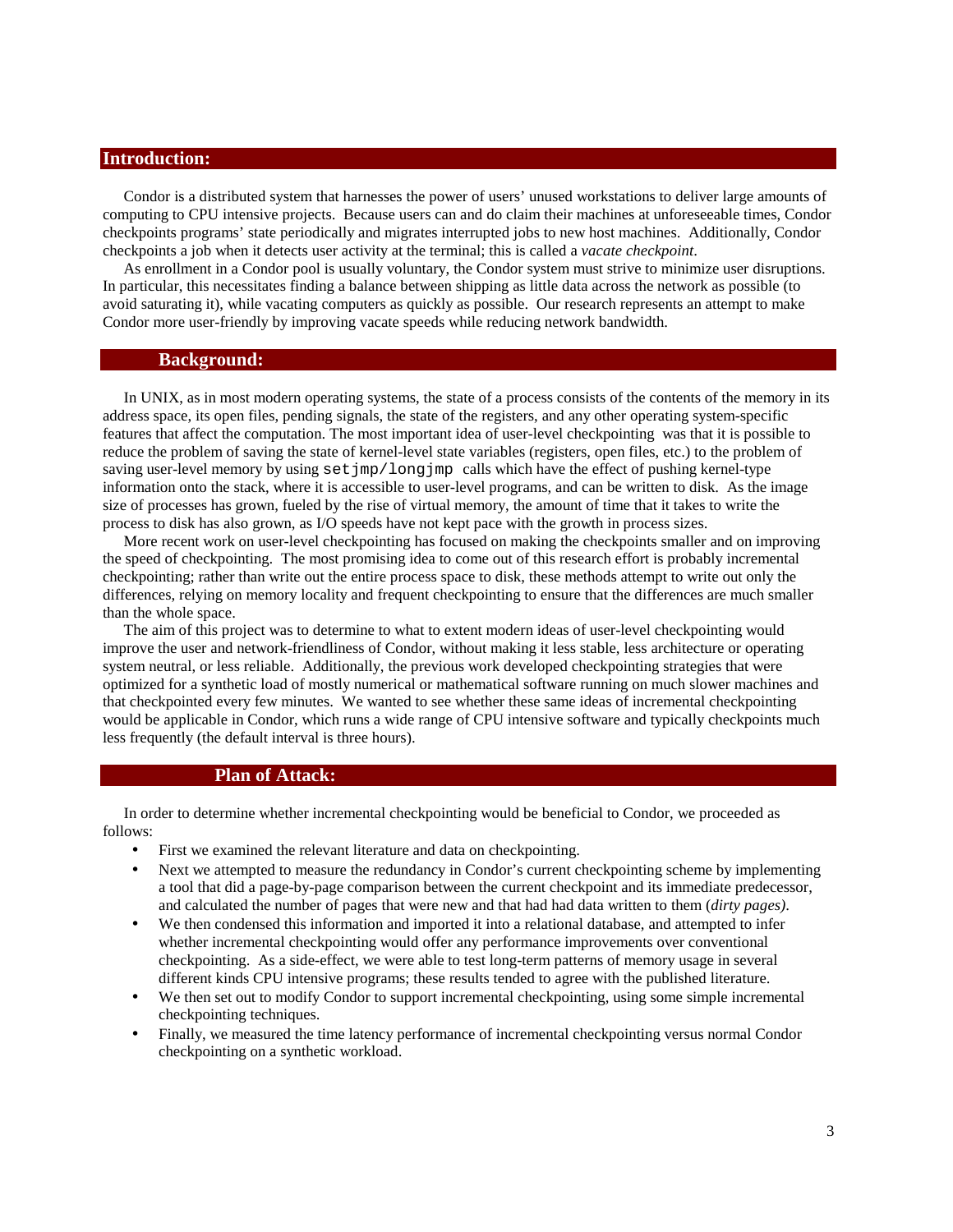## Introduction:

Condor is a distributed system that harnesses the power of users' unused workstations to deliver large amounts of computing to CPU intensive projects. Because users can and do claim their machines at unforeseeable times, Condor checkpoints programs' state periodically and migrates interrupted jobs to new host machines. Additionally, Condor checkpoints a job when it detects user activity at the terminal; this is called a *vacate checkpoint*.

As enrollment in a Condor pool is usually voluntary, the Condor system must strive to minimize user disruptions. In particular, this necessitates finding a balance between shipping as little data across the network as possible (to avoid saturating it), while vacating computers as quickly as possible. Our research represents an attempt to make Condor more user-friendly by improving vacate speeds while reducing network bandwidth.

## Background:

In UNIX, as in most modern operating systems, the state of a process consists of the contents of the memory in its address space, its open files, pending signals, the state of the registers, and any other operating system-specific features that affect the computation. The most important idea of user-level checkpointing was that it is possible to reduce the problem of saving the state of kernel-level state variables (registers, open files, etc.) to the problem of saving user-level memory by using `setjmp/longjmp` calls which have the effect of pushing kernel-type information onto the stack, where it is accessible to user-level programs, and can be written to disk. As the image size of processes has grown, fueled by the rise of virtual memory, the amount of time that it takes to write the process to disk has also grown, as I/O speeds have not kept pace with the growth in process sizes.

More recent work on user-level checkpointing has focused on making the checkpoints smaller and on improving the speed of checkpointing. The most promising idea to come out of this research effort is probably incremental checkpointing; rather than write out the entire process space to disk, these methods attempt to write out only the differences, relying on memory locality and frequent checkpointing to ensure that the differences are much smaller than the whole space.

The aim of this project was to determine to what to extent modern ideas of user-level checkpointing would improve the user and network-friendliness of Condor, without making it less stable, less architecture or operating system neutral, or less reliable. Additionally, the previous work developed checkpointing strategies that were optimized for a synthetic load of mostly numerical or mathematical software running on much slower machines and that checkpointed every few minutes. We wanted to see whether these same ideas of incremental checkpointing would be applicable in Condor, which runs a wide range of CPU intensive software and typically checkpoints much less frequently (the default interval is three hours).

## Plan of Attack:

In order to determine whether incremental checkpointing would be beneficial to Condor, we proceeded as follows:

- First we examined the relevant literature and data on checkpointing.
- Next we attempted to measure the redundancy in Condor's current checkpointing scheme by implementing a tool that did a page-by-page comparison between the current checkpoint and its immediate predecessor, and calculated the number of pages that were new and that had had data written to them (*dirty pages)*.
- We then condensed this information and imported it into a relational database, and attempted to infer whether incremental checkpointing would offer any performance improvements over conventional checkpointing. As a side-effect, we were able to test long-term patterns of memory usage in several different kinds CPU intensive programs; these results tended to agree with the published literature.
- We then set out to modify Condor to support incremental checkpointing, using some simple incremental checkpointing techniques.
- Finally, we measured the time latency performance of incremental checkpointing versus normal Condor checkpointing on a synthetic workload.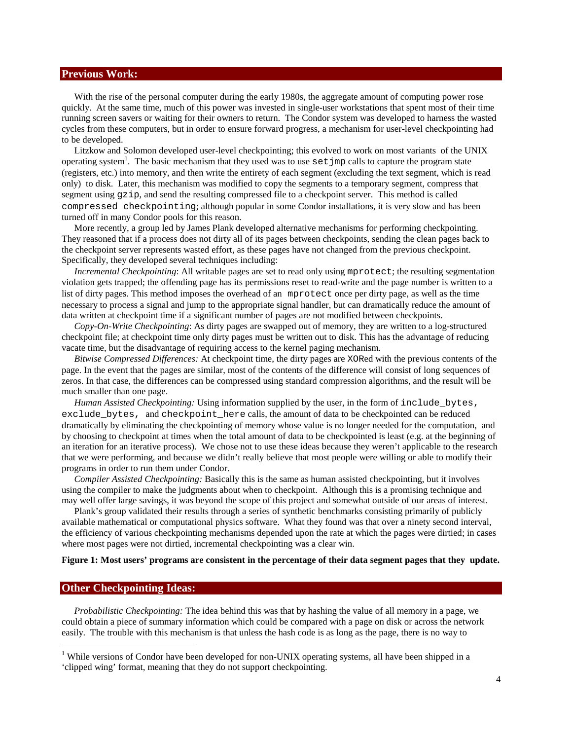## Previous Work:

With the rise of the personal computer during the early 1980s, the aggregate amount of computing power rose quickly. At the same time, much of this power was invested in single-user workstations that spent most of their time running screen savers or waiting for their owners to return. The Condor system was developed to harness the wasted cycles from these computers, but in order to ensure forward progress, a mechanism for user-level checkpointing had to be developed.

Litzkow and Solomon developed user-level checkpointing; this evolved to work on most variants of the UNIX operating system[1]. The basic mechanism that they used was to use `setjmp` calls to capture the program state (registers, etc.) into memory, and then write the entirety of each segment (excluding the text segment, which is read only) to disk. Later, this mechanism was modified to copy the segments to a temporary segment, compress that segment using `gzip`, and send the resulting compressed file to a checkpoint server. This method is called `compressed checkpointing`; although popular in some Condor installations, it is very slow and has been turned off in many Condor pools for this reason.

More recently, a group led by James Plank developed alternative mechanisms for performing checkpointing. They reasoned that if a process does not dirty all of its pages between checkpoints, sending the clean pages back to the checkpoint server represents wasted effort, as these pages have not changed from the previous checkpoint. Specifically, they developed several techniques including:

*Incremental Checkpointing*: All writable pages are set to read only using `mprotect`; the resulting segmentation violation gets trapped; the offending page has its permissions reset to read-write and the page number is written to a list of dirty pages. This method imposes the overhead of an `mprotect` once per dirty page, as well as the time necessary to process a signal and jump to the appropriate signal handler, but can dramatically reduce the amount of data written at checkpoint time if a significant number of pages are not modified between checkpoints.

*Copy-On-Write Checkpointing*: As dirty pages are swapped out of memory, they are written to a log-structured checkpoint file; at checkpoint time only dirty pages must be written out to disk. This has the advantage of reducing vacate time, but the disadvantage of requiring access to the kernel paging mechanism.

*Bitwise Compressed Differences:* At checkpoint time, the dirty pages are `XOR`ed with the previous contents of the page. In the event that the pages are similar, most of the contents of the difference will consist of long sequences of zeros. In that case, the differences can be compressed using standard compression algorithms, and the result will be much smaller than one page.

*Human Assisted Checkpointing:* Using information supplied by the user, in the form of `include_bytes`, `exclude_bytes`, and `checkpoint_here` calls, the amount of data to be checkpointed can be reduced dramatically by eliminating the checkpointing of memory whose value is no longer needed for the computation, and by choosing to checkpoint at times when the total amount of data to be checkpointed is least (e.g. at the beginning of an iteration for an iterative process). We chose not to use these ideas because they weren't applicable to the research that we were performing, and because we didn't really believe that most people were willing or able to modify their programs in order to run them under Condor.

*Compiler Assisted Checkpointing:* Basically this is the same as human assisted checkpointing, but it involves using the compiler to make the judgments about when to checkpoint. Although this is a promising technique and may well offer large savings, it was beyond the scope of this project and somewhat outside of our areas of interest.

Plank's group validated their results through a series of synthetic benchmarks consisting primarily of publicly available mathematical or computational physics software. What they found was that over a ninety second interval, the efficiency of various checkpointing mechanisms depended upon the rate at which the pages were dirtied; in cases where most pages were not dirtied, incremental checkpointing was a clear win.

**Figure 1: Most users' programs are consistent in the percentage of their data segment pages that they update.**

## Other Checkpointing Ideas:

*Probabilistic Checkpointing:* The idea behind this was that by hashing the value of all memory in a page, we could obtain a piece of summary information which could be compared with a page on disk or across the network easily. The trouble with this mechanism is that unless the hash code is as long as the page, there is no way to

[1] While versions of Condor have been developed for non-UNIX operating systems, all have been shipped in a 'clipped wing' format, meaning that they do not support checkpointing.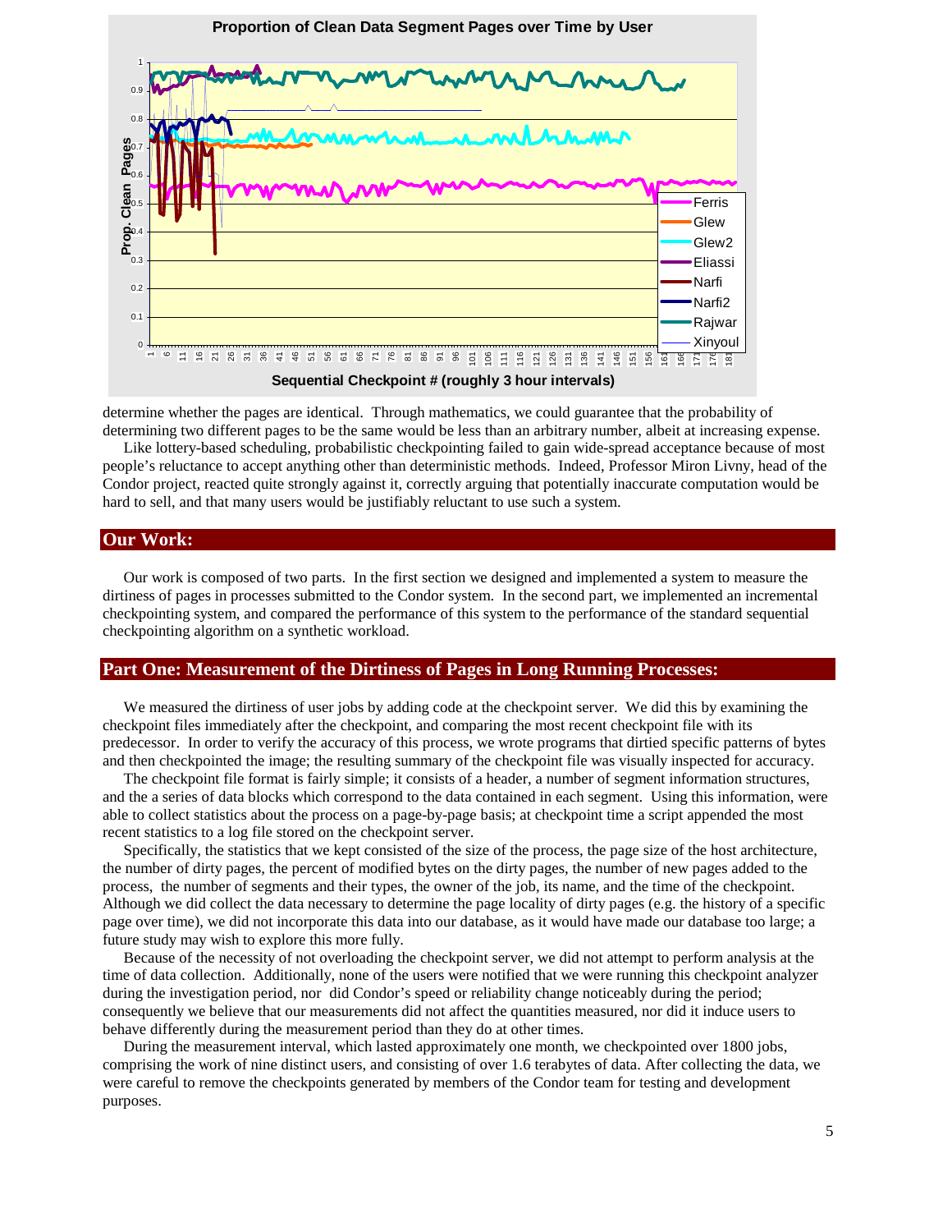determine whether the pages are identical. Through mathematics, we could guarantee that the probability of determining two different pages to be the same would be less than an arbitrary number, albeit at increasing expense.

Like lottery-based scheduling, probabilistic checkpointing failed to gain wide-spread acceptance because of most people's reluctance to accept anything other than deterministic methods. Indeed, Professor Miron Livny, head of the Condor project, reacted quite strongly against it, correctly arguing that potentially inaccurate computation would be hard to sell, and that many users would be justifiably reluctant to use such a system.

## Our Work:

Our work is composed of two parts. In the first section we designed and implemented a system to measure the dirtiness of pages in processes submitted to the Condor system. In the second part, we implemented an incremental checkpointing system, and compared the performance of this system to the performance of the standard sequential checkpointing algorithm on a synthetic workload.

## Part One: Measurement of the Dirtiness of Pages in Long Running Processes:

We measured the dirtiness of user jobs by adding code at the checkpoint server. We did this by examining the checkpoint files immediately after the checkpoint, and comparing the most recent checkpoint file with its predecessor. In order to verify the accuracy of this process, we wrote programs that dirtied specific patterns of bytes and then checkpointed the image; the resulting summary of the checkpoint file was visually inspected for accuracy.

The checkpoint file format is fairly simple; it consists of a header, a number of segment information structures, and the a series of data blocks which correspond to the data contained in each segment. Using this information, were able to collect statistics about the process on a page-by-page basis; at checkpoint time a script appended the most recent statistics to a log file stored on the checkpoint server.

Specifically, the statistics that we kept consisted of the size of the process, the page size of the host architecture, the number of dirty pages, the percent of modified bytes on the dirty pages, the number of new pages added to the process, the number of segments and their types, the owner of the job, its name, and the time of the checkpoint. Although we did collect the data necessary to determine the page locality of dirty pages (e.g. the history of a specific page over time), we did not incorporate this data into our database, as it would have made our database too large; a future study may wish to explore this more fully.

Because of the necessity of not overloading the checkpoint server, we did not attempt to perform analysis at the time of data collection. Additionally, none of the users were notified that we were running this checkpoint analyzer during the investigation period, nor did Condor's speed or reliability change noticeably during the period; consequently we believe that our measurements did not affect the quantities measured, nor did it induce users to behave differently during the measurement period than they do at other times.

During the measurement interval, which lasted approximately one month, we checkpointed over 1800 jobs, comprising the work of nine distinct users, and consisting of over 1.6 terabytes of data. After collecting the data, we were careful to remove the checkpoints generated by members of the Condor team for testing and development purposes.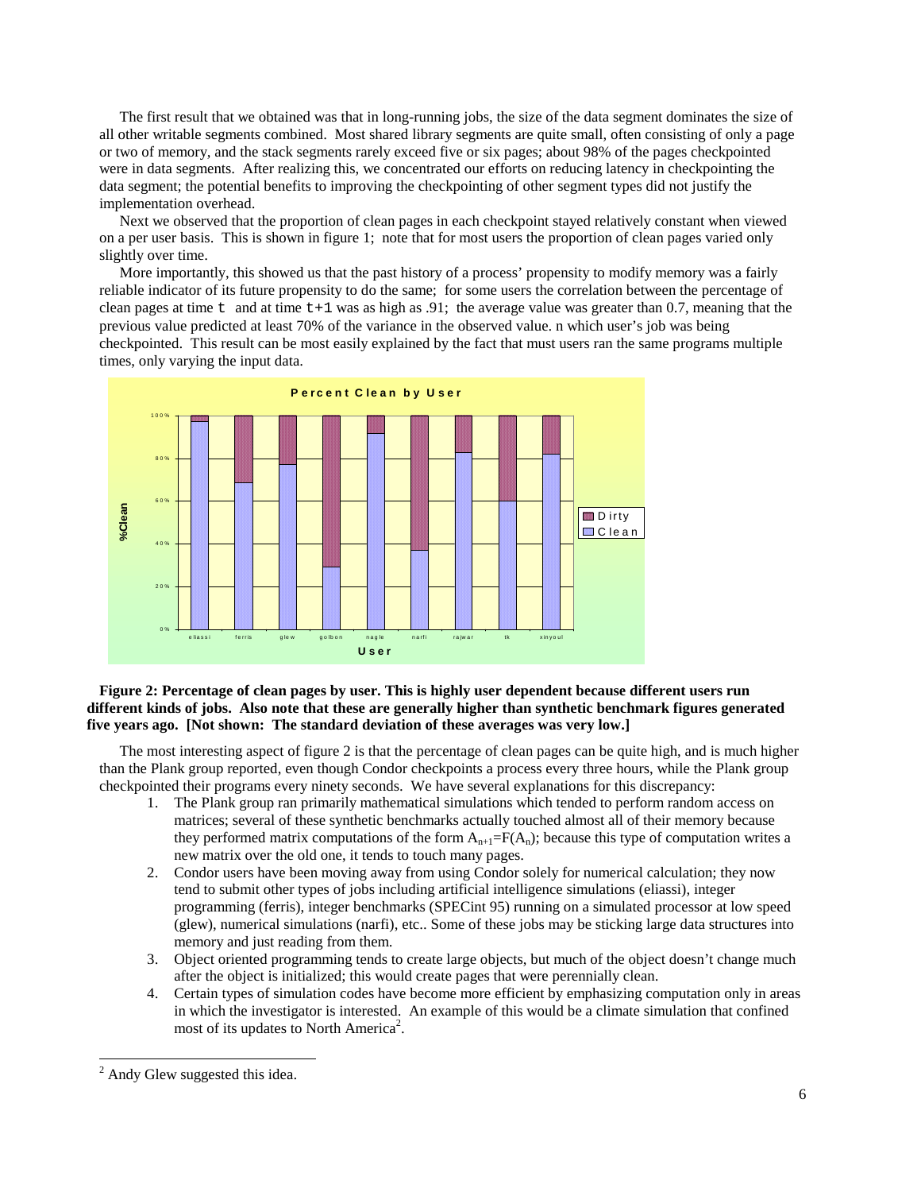The first result that we obtained was that in long-running jobs, the size of the data segment dominates the size of all other writable segments combined. Most shared library segments are quite small, often consisting of only a page or two of memory, and the stack segments rarely exceed five or six pages; about 98% of the pages checkpointed were in data segments. After realizing this, we concentrated our efforts on reducing latency in checkpointing the data segment; the potential benefits to improving the checkpointing of other segment types did not justify the implementation overhead.

Next we observed that the proportion of clean pages in each checkpoint stayed relatively constant when viewed on a per user basis. This is shown in figure 1; note that for most users the proportion of clean pages varied only slightly over time.

More importantly, this showed us that the past history of a process' propensity to modify memory was a fairly reliable indicator of its future propensity to do the same; for some users the correlation between the percentage of clean pages at time `t` and at time `t+1` was as high as .91; the average value was greater than 0.7, meaning that the previous value predicted at least 70% of the variance in the observed value. n which user's job was being checkpointed. This result can be most easily explained by the fact that must users ran the same programs multiple times, only varying the input data.

**Figure 2: Percentage of clean pages by user. This is highly user dependent because different users run different kinds of jobs. Also note that these are generally higher than synthetic benchmark figures generated five years ago. [Not shown: The standard deviation of these averages was very low.]**

The most interesting aspect of figure 2 is that the percentage of clean pages can be quite high, and is much higher than the Plank group reported, even though Condor checkpoints a process every three hours, while the Plank group checkpointed their programs every ninety seconds. We have several explanations for this discrepancy:

1. The Plank group ran primarily mathematical simulations which tended to perform random access on matrices; several of these synthetic benchmarks actually touched almost all of their memory because they performed matrix computations of the form $A_{n+1}=F(A_n)$; because this type of computation writes a new matrix over the old one, it tends to touch many pages.
2. Condor users have been moving away from using Condor solely for numerical calculation; they now tend to submit other types of jobs including artificial intelligence simulations (eliassi), integer programming (ferris), integer benchmarks (SPECint 95) running on a simulated processor at low speed (glew), numerical simulations (narfi), etc.. Some of these jobs may be sticking large data structures into memory and just reading from them.
3. Object oriented programming tends to create large objects, but much of the object doesn't change much after the object is initialized; this would create pages that were perennially clean.
4. Certain types of simulation codes have become more efficient by emphasizing computation only in areas in which the investigator is interested. An example of this would be a climate simulation that confined most of its updates to North America[2].

[2] Andy Glew suggested this idea.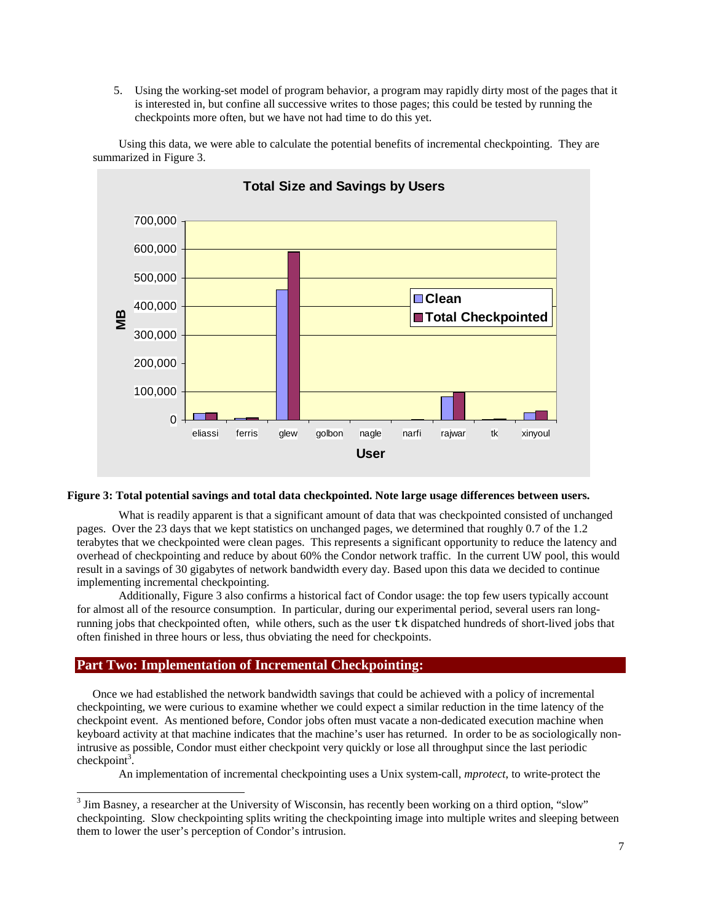5. Using the working-set model of program behavior, a program may rapidly dirty most of the pages that it is interested in, but confine all successive writes to those pages; this could be tested by running the checkpoints more often, but we have not had time to do this yet.

Using this data, we were able to calculate the potential benefits of incremental checkpointing. They are summarized in Figure 3.

**Figure 3: Total potential savings and total data checkpointed. Note large usage differences between users.**

What is readily apparent is that a significant amount of data that was checkpointed consisted of unchanged pages. Over the 23 days that we kept statistics on unchanged pages, we determined that roughly 0.7 of the 1.2 terabytes that we checkpointed were clean pages. This represents a significant opportunity to reduce the latency and overhead of checkpointing and reduce by about 60% the Condor network traffic. In the current UW pool, this would result in a savings of 30 gigabytes of network bandwidth every day. Based upon this data we decided to continue implementing incremental checkpointing.

Additionally, Figure 3 also confirms a historical fact of Condor usage: the top few users typically account for almost all of the resource consumption. In particular, during our experimental period, several users ran long-running jobs that checkpointed often, while others, such as the user `tk` dispatched hundreds of short-lived jobs that often finished in three hours or less, thus obviating the need for checkpoints.

## Part Two: Implementation of Incremental Checkpointing:

Once we had established the network bandwidth savings that could be achieved with a policy of incremental checkpointing, we were curious to examine whether we could expect a similar reduction in the time latency of the checkpoint event. As mentioned before, Condor jobs often must vacate a non-dedicated execution machine when keyboard activity at that machine indicates that the machine's user has returned. In order to be as sociologically non-intrusive as possible, Condor must either checkpoint very quickly or lose all throughput since the last periodic checkpoint[3].

An implementation of incremental checkpointing uses a Unix system-call, *mprotect*, to write-protect the

[3] Jim Basney, a researcher at the University of Wisconsin, has recently been working on a third option, "slow" checkpointing. Slow checkpointing splits writing the checkpointing image into multiple writes and sleeping between them to lower the user's perception of Condor's intrusion.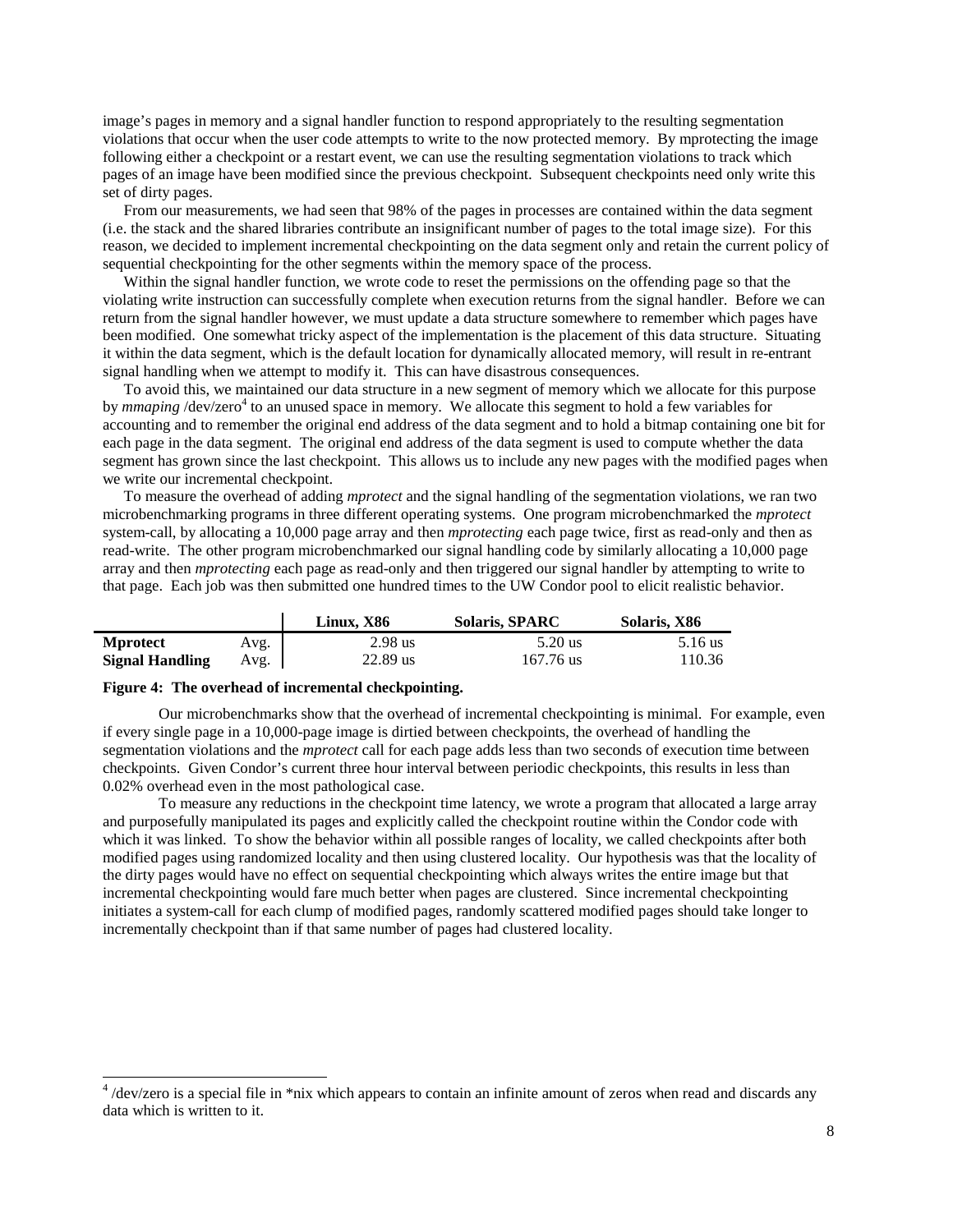image's pages in memory and a signal handler function to respond appropriately to the resulting segmentation violations that occur when the user code attempts to write to the now protected memory. By mprotecting the image following either a checkpoint or a restart event, we can use the resulting segmentation violations to track which pages of an image have been modified since the previous checkpoint. Subsequent checkpoints need only write this set of dirty pages.

From our measurements, we had seen that 98% of the pages in processes are contained within the data segment (i.e. the stack and the shared libraries contribute an insignificant number of pages to the total image size). For this reason, we decided to implement incremental checkpointing on the data segment only and retain the current policy of sequential checkpointing for the other segments within the memory space of the process.

Within the signal handler function, we wrote code to reset the permissions on the offending page so that the violating write instruction can successfully complete when execution returns from the signal handler. Before we can return from the signal handler however, we must update a data structure somewhere to remember which pages have been modified. One somewhat tricky aspect of the implementation is the placement of this data structure. Situating it within the data segment, which is the default location for dynamically allocated memory, will result in re-entrant signal handling when we attempt to modify it. This can have disastrous consequences.

To avoid this, we maintained our data structure in a new segment of memory which we allocate for this purpose by *mmaping* /dev/zero[4] to an unused space in memory. We allocate this segment to hold a few variables for accounting and to remember the original end address of the data segment and to hold a bitmap containing one bit for each page in the data segment. The original end address of the data segment is used to compute whether the data segment has grown since the last checkpoint. This allows us to include any new pages with the modified pages when we write our incremental checkpoint.

To measure the overhead of adding *mprotect* and the signal handling of the segmentation violations, we ran two microbenchmarking programs in three different operating systems. One program microbenchmarked the *mprotect* system-call, by allocating a 10,000 page array and then *mprotecting* each page twice, first as read-only and then as read-write. The other program microbenchmarked our signal handling code by similarly allocating a 10,000 page array and then *mprotecting* each page as read-only and then triggered our signal handler by attempting to write to that page. Each job was then submitted one hundred times to the UW Condor pool to elicit realistic behavior.

| | | Linux, X86 | Solaris, SPARC | Solaris, X86 |
|---|---|---|---|---|
| **Mprotect** | Avg. | 2.98 us | 5.20 us | 5.16 us |
| **Signal Handling** | Avg. | 22.89 us | 167.76 us | 110.36 |

**Figure 4: The overhead of incremental checkpointing.**

Our microbenchmarks show that the overhead of incremental checkpointing is minimal. For example, even if every single page in a 10,000-page image is dirtied between checkpoints, the overhead of handling the segmentation violations and the *mprotect* call for each page adds less than two seconds of execution time between checkpoints. Given Condor's current three hour interval between periodic checkpoints, this results in less than 0.02% overhead even in the most pathological case.

To measure any reductions in the checkpoint time latency, we wrote a program that allocated a large array and purposefully manipulated its pages and explicitly called the checkpoint routine within the Condor code with which it was linked. To show the behavior within all possible ranges of locality, we called checkpoints after both modified pages using randomized locality and then using clustered locality. Our hypothesis was that the locality of the dirty pages would have no effect on sequential checkpointing which always writes the entire image but that incremental checkpointing would fare much better when pages are clustered. Since incremental checkpointing initiates a system-call for each clump of modified pages, randomly scattered modified pages should take longer to incrementally checkpoint than if that same number of pages had clustered locality.

[4] /dev/zero is a special file in *nix which appears to contain an infinite amount of zeros when read and discards any data which is written to it.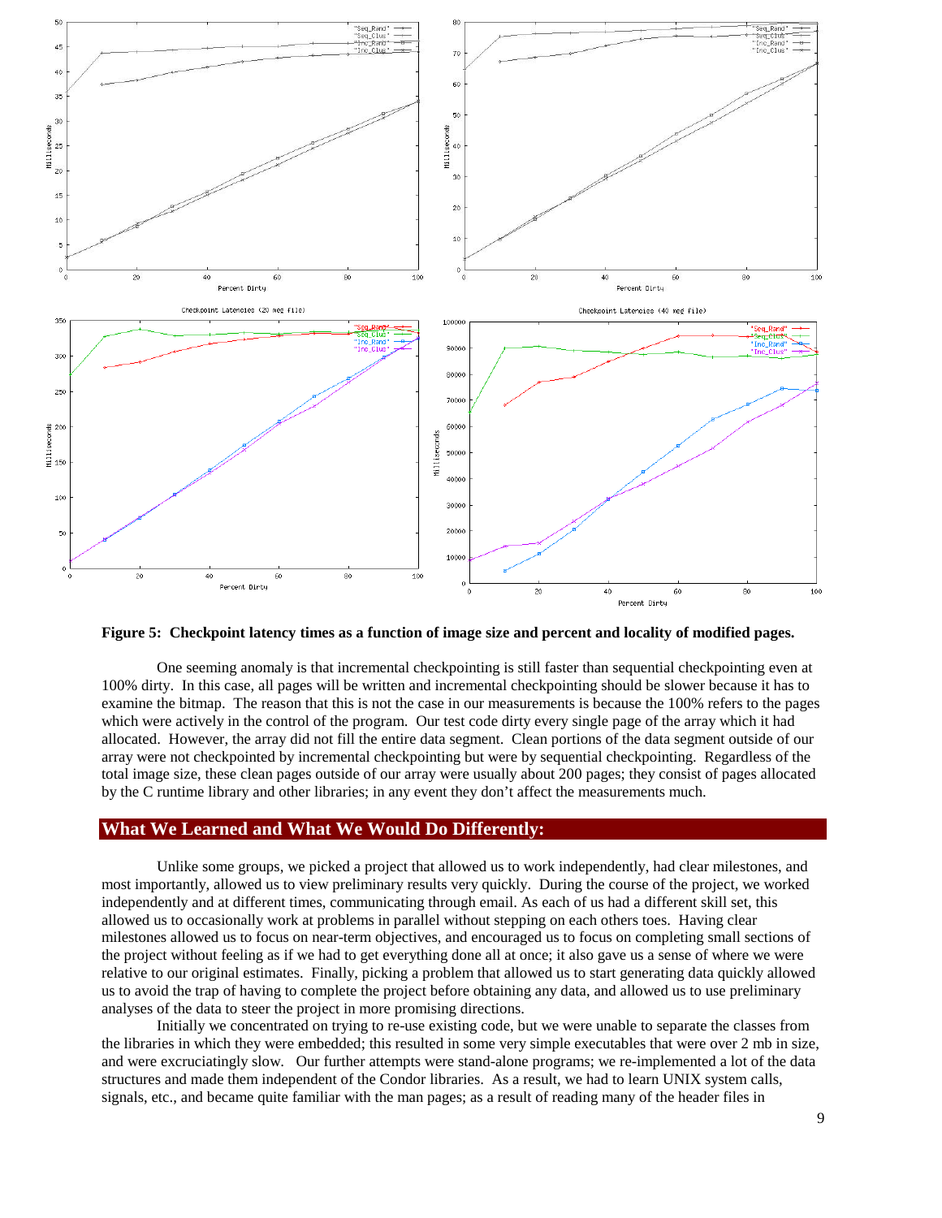**Figure 5: Checkpoint latency times as a function of image size and percent and locality of modified pages.**

One seeming anomaly is that incremental checkpointing is still faster than sequential checkpointing even at 100% dirty. In this case, all pages will be written and incremental checkpointing should be slower because it has to examine the bitmap. The reason that this is not the case in our measurements is because the 100% refers to the pages which were actively in the control of the program. Our test code dirty every single page of the array which it had allocated. However, the array did not fill the entire data segment. Clean portions of the data segment outside of our array were not checkpointed by incremental checkpointing but were by sequential checkpointing. Regardless of the total image size, these clean pages outside of our array were usually about 200 pages; they consist of pages allocated by the C runtime library and other libraries; in any event they don't affect the measurements much.

## What We Learned and What We Would Do Differently:

Unlike some groups, we picked a project that allowed us to work independently, had clear milestones, and most importantly, allowed us to view preliminary results very quickly. During the course of the project, we worked independently and at different times, communicating through email. As each of us had a different skill set, this allowed us to occasionally work at problems in parallel without stepping on each others toes. Having clear milestones allowed us to focus on near-term objectives, and encouraged us to focus on completing small sections of the project without feeling as if we had to get everything done all at once; it also gave us a sense of where we were relative to our original estimates. Finally, picking a problem that allowed us to start generating data quickly allowed us to avoid the trap of having to complete the project before obtaining any data, and allowed us to use preliminary analyses of the data to steer the project in more promising directions.

Initially we concentrated on trying to re-use existing code, but we were unable to separate the classes from the libraries in which they were embedded; this resulted in some very simple executables that were over 2 mb in size, and were excruciatingly slow. Our further attempts were stand-alone programs; we re-implemented a lot of the data structures and made them independent of the Condor libraries. As a result, we had to learn UNIX system calls, signals, etc., and became quite familiar with the man pages; as a result of reading many of the header files in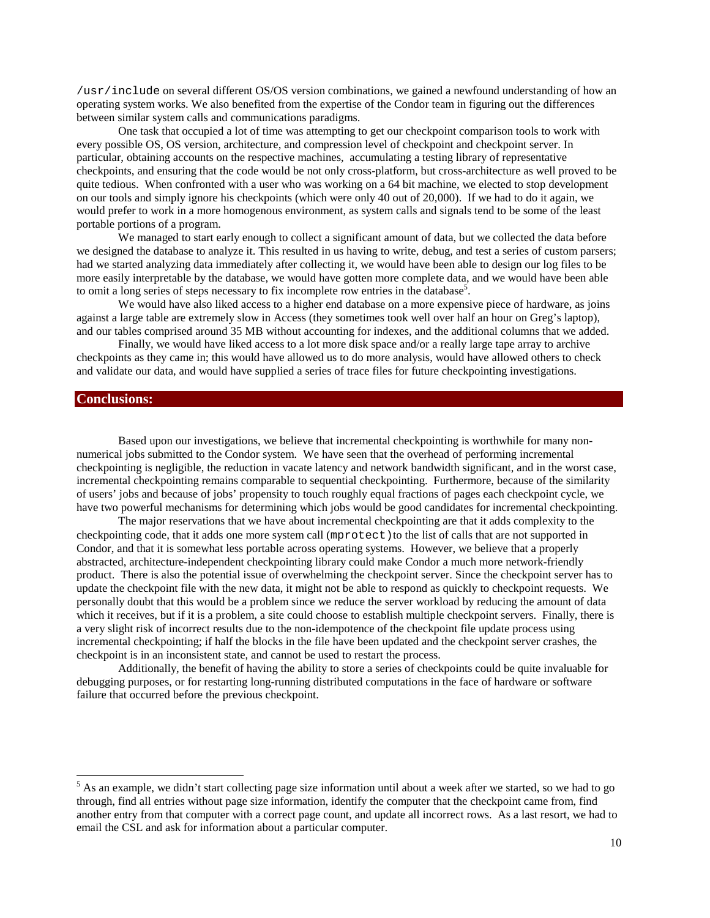`/usr/include` on several different OS/OS version combinations, we gained a newfound understanding of how an operating system works. We also benefited from the expertise of the Condor team in figuring out the differences between similar system calls and communications paradigms.

One task that occupied a lot of time was attempting to get our checkpoint comparison tools to work with every possible OS, OS version, architecture, and compression level of checkpoint and checkpoint server. In particular, obtaining accounts on the respective machines, accumulating a testing library of representative checkpoints, and ensuring that the code would be not only cross-platform, but cross-architecture as well proved to be quite tedious. When confronted with a user who was working on a 64 bit machine, we elected to stop development on our tools and simply ignore his checkpoints (which were only 40 out of 20,000). If we had to do it again, we would prefer to work in a more homogenous environment, as system calls and signals tend to be some of the least portable portions of a program.

We managed to start early enough to collect a significant amount of data, but we collected the data before we designed the database to analyze it. This resulted in us having to write, debug, and test a series of custom parsers; had we started analyzing data immediately after collecting it, we would have been able to design our log files to be more easily interpretable by the database, we would have gotten more complete data, and we would have been able to omit a long series of steps necessary to fix incomplete row entries in the database[5].

We would have also liked access to a higher end database on a more expensive piece of hardware, as joins against a large table are extremely slow in Access (they sometimes took well over half an hour on Greg's laptop), and our tables comprised around 35 MB without accounting for indexes, and the additional columns that we added.

Finally, we would have liked access to a lot more disk space and/or a really large tape array to archive checkpoints as they came in; this would have allowed us to do more analysis, would have allowed others to check and validate our data, and would have supplied a series of trace files for future checkpointing investigations.

## Conclusions:

Based upon our investigations, we believe that incremental checkpointing is worthwhile for many non-numerical jobs submitted to the Condor system. We have seen that the overhead of performing incremental checkpointing is negligible, the reduction in vacate latency and network bandwidth significant, and in the worst case, incremental checkpointing remains comparable to sequential checkpointing. Furthermore, because of the similarity of users' jobs and because of jobs' propensity to touch roughly equal fractions of pages each checkpoint cycle, we have two powerful mechanisms for determining which jobs would be good candidates for incremental checkpointing.

The major reservations that we have about incremental checkpointing are that it adds complexity to the checkpointing code, that it adds one more system call (`mprotect`) to the list of calls that are not supported in Condor, and that it is somewhat less portable across operating systems. However, we believe that a properly abstracted, architecture-independent checkpointing library could make Condor a much more network-friendly product. There is also the potential issue of overwhelming the checkpoint server. Since the checkpoint server has to update the checkpoint file with the new data, it might not be able to respond as quickly to checkpoint requests. We personally doubt that this would be a problem since we reduce the server workload by reducing the amount of data which it receives, but if it is a problem, a site could choose to establish multiple checkpoint servers. Finally, there is a very slight risk of incorrect results due to the non-idempotence of the checkpoint file update process using incremental checkpointing; if half the blocks in the file have been updated and the checkpoint server crashes, the checkpoint is in an inconsistent state, and cannot be used to restart the process.

Additionally, the benefit of having the ability to store a series of checkpoints could be quite invaluable for debugging purposes, or for restarting long-running distributed computations in the face of hardware or software failure that occurred before the previous checkpoint.

---

[5] As an example, we didn't start collecting page size information until about a week after we started, so we had to go through, find all entries without page size information, identify the computer that the checkpoint came from, find another entry from that computer with a correct page count, and update all incorrect rows. As a last resort, we had to email the CSL and ask for information about a particular computer.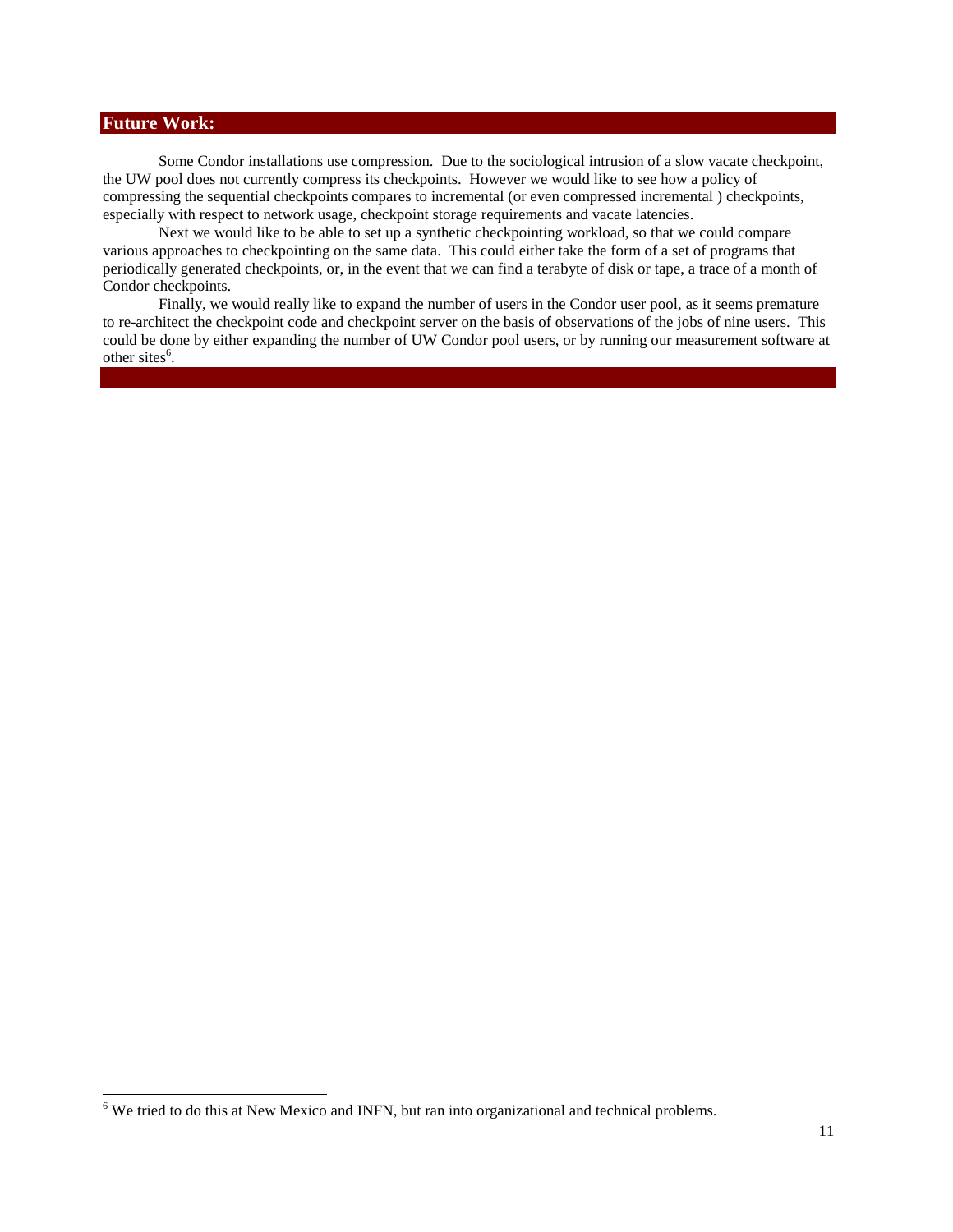## Future Work:

Some Condor installations use compression. Due to the sociological intrusion of a slow vacate checkpoint, the UW pool does not currently compress its checkpoints. However we would like to see how a policy of compressing the sequential checkpoints compares to incremental (or even compressed incremental ) checkpoints, especially with respect to network usage, checkpoint storage requirements and vacate latencies.

Next we would like to be able to set up a synthetic checkpointing workload, so that we could compare various approaches to checkpointing on the same data. This could either take the form of a set of programs that periodically generated checkpoints, or, in the event that we can find a terabyte of disk or tape, a trace of a month of Condor checkpoints.

Finally, we would really like to expand the number of users in the Condor user pool, as it seems premature to re-architect the checkpoint code and checkpoint server on the basis of observations of the jobs of nine users. This could be done by either expanding the number of UW Condor pool users, or by running our measurement software at other sites[6].

---

[6] We tried to do this at New Mexico and INFN, but ran into organizational and technical problems.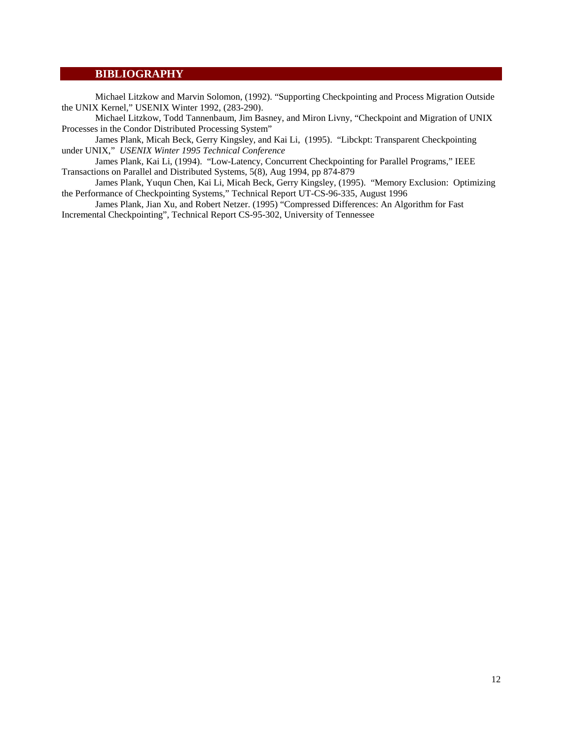## BIBLIOGRAPHY

Michael Litzkow and Marvin Solomon, (1992). "Supporting Checkpointing and Process Migration Outside the UNIX Kernel," USENIX Winter 1992, (283-290).

Michael Litzkow, Todd Tannenbaum, Jim Basney, and Miron Livny, "Checkpoint and Migration of UNIX Processes in the Condor Distributed Processing System"

James Plank, Micah Beck, Gerry Kingsley, and Kai Li, (1995). "Libckpt: Transparent Checkpointing under UNIX," *USENIX Winter 1995 Technical Conference*

James Plank, Kai Li, (1994). "Low-Latency, Concurrent Checkpointing for Parallel Programs," IEEE Transactions on Parallel and Distributed Systems, 5(8), Aug 1994, pp 874-879

James Plank, Yuqun Chen, Kai Li, Micah Beck, Gerry Kingsley, (1995). "Memory Exclusion: Optimizing the Performance of Checkpointing Systems," Technical Report UT-CS-96-335, August 1996

James Plank, Jian Xu, and Robert Netzer. (1995) "Compressed Differences: An Algorithm for Fast Incremental Checkpointing", Technical Report CS-95-302, University of Tennessee